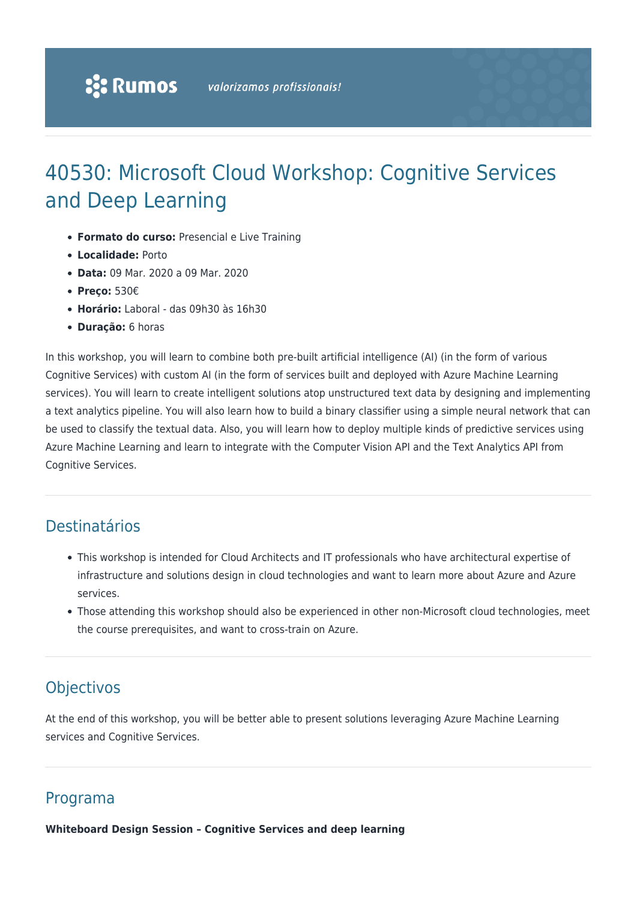# 40530: Microsoft Cloud Workshop: Cognitive Services and Deep Learning

- **Formato do curso:** Presencial e Live Training
- **Localidade:** Porto
- **Data:** 09 Mar. 2020 a 09 Mar. 2020
- **Preço:** 530€
- **Horário:** Laboral - das 09h30 às 16h30
- **Duração:** 6 horas

In this workshop, you will learn to combine both pre-built artificial intelligence (AI) (in the form of various Cognitive Services) with custom AI (in the form of services built and deployed with Azure Machine Learning services). You will learn to create intelligent solutions atop unstructured text data by designing and implementing a text analytics pipeline. You will also learn how to build a binary classifier using a simple neural network that can be used to classify the textual data. Also, you will learn how to deploy multiple kinds of predictive services using Azure Machine Learning and learn to integrate with the Computer Vision API and the Text Analytics API from Cognitive Services.

## Destinatários

- This workshop is intended for Cloud Architects and IT professionals who have architectural expertise of infrastructure and solutions design in cloud technologies and want to learn more about Azure and Azure services.
- Those attending this workshop should also be experienced in other non-Microsoft cloud technologies, meet the course prerequisites, and want to cross-train on Azure.

## Objectivos

At the end of this workshop, you will be better able to present solutions leveraging Azure Machine Learning services and Cognitive Services.

## Programa

**Whiteboard Design Session – Cognitive Services and deep learning**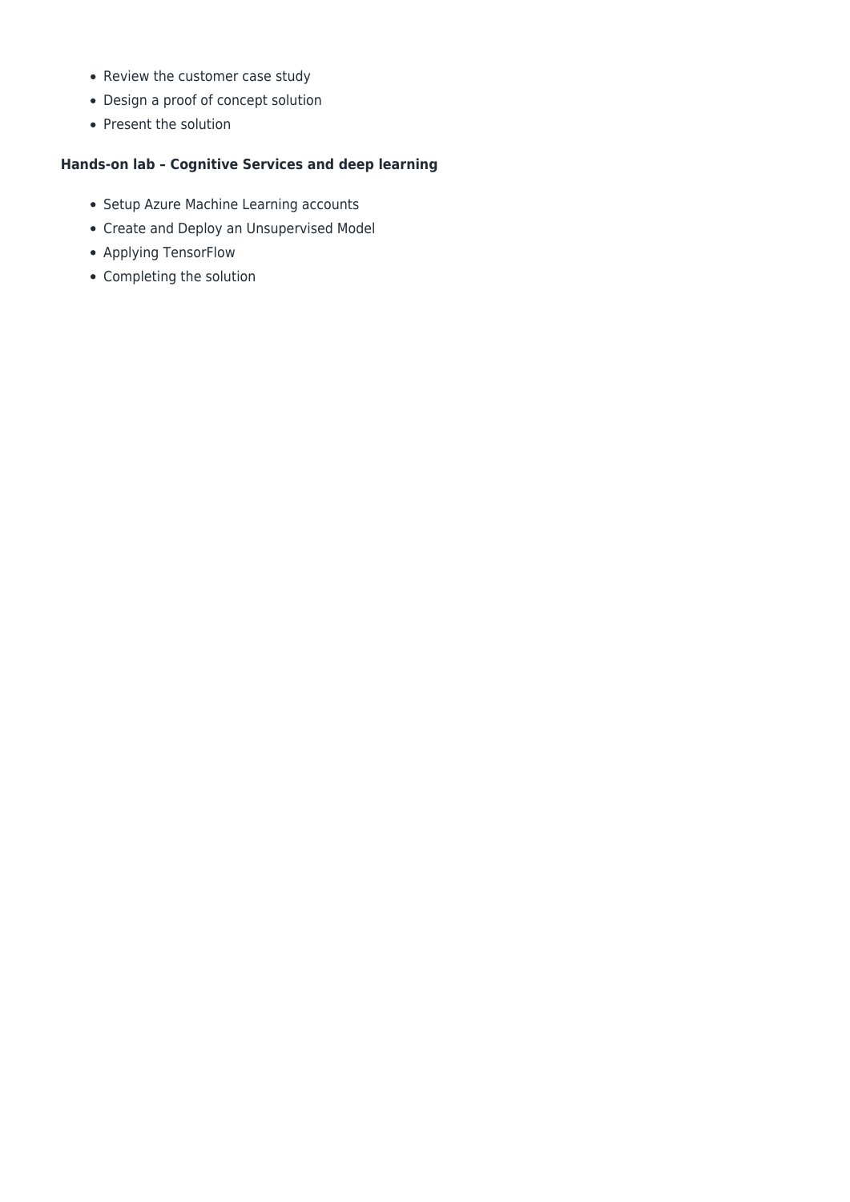- Review the customer case study
- Design a proof of concept solution
- Present the solution

**Hands-on lab – Cognitive Services and deep learning**

- Setup Azure Machine Learning accounts
- Create and Deploy an Unsupervised Model
- Applying TensorFlow
- Completing the solution